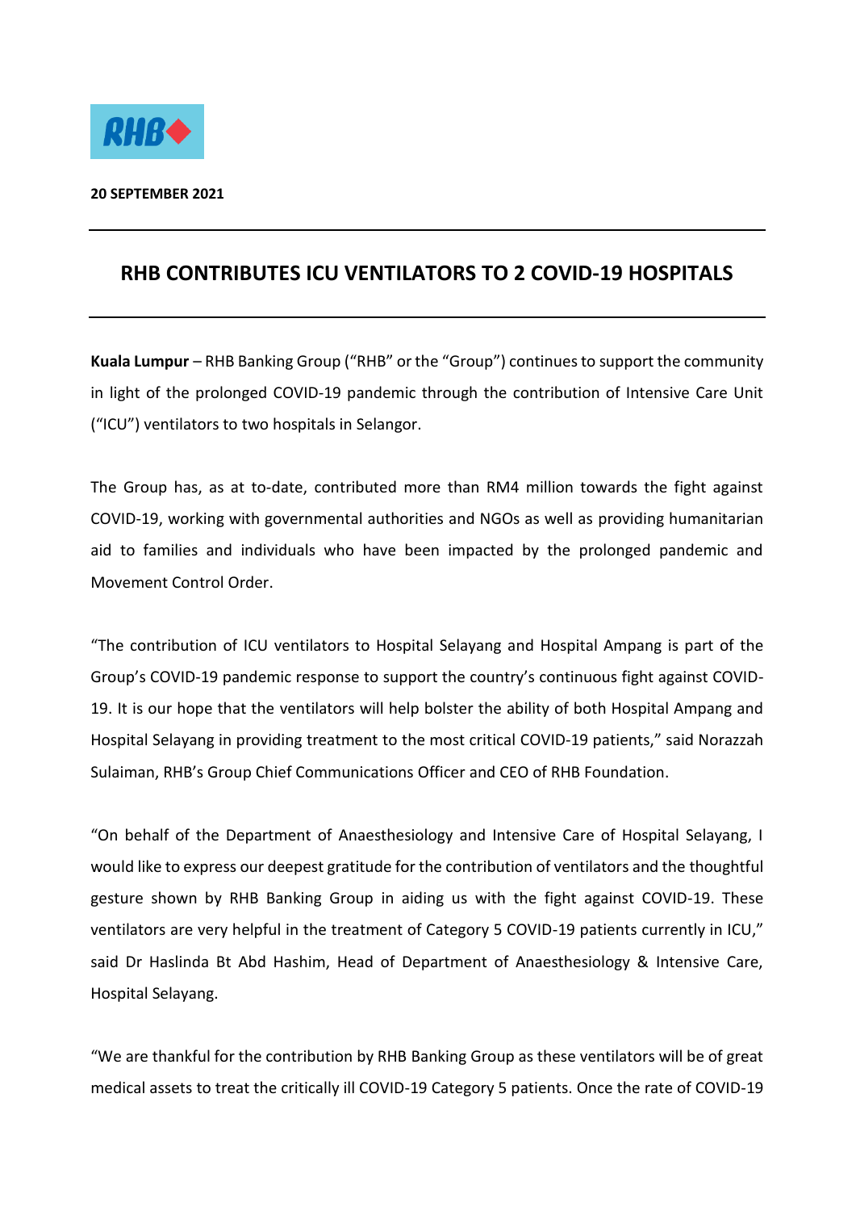**20 SEPTEMBER 2021**

---

# RHB CONTRIBUTES ICU VENTILATORS TO 2 COVID-19 HOSPITALS

---

**Kuala Lumpur** – RHB Banking Group ("RHB" or the "Group") continues to support the community in light of the prolonged COVID-19 pandemic through the contribution of Intensive Care Unit ("ICU") ventilators to two hospitals in Selangor.

The Group has, as at to-date, contributed more than RM4 million towards the fight against COVID-19, working with governmental authorities and NGOs as well as providing humanitarian aid to families and individuals who have been impacted by the prolonged pandemic and Movement Control Order.

"The contribution of ICU ventilators to Hospital Selayang and Hospital Ampang is part of the Group's COVID-19 pandemic response to support the country's continuous fight against COVID-19. It is our hope that the ventilators will help bolster the ability of both Hospital Ampang and Hospital Selayang in providing treatment to the most critical COVID-19 patients," said Norazzah Sulaiman, RHB's Group Chief Communications Officer and CEO of RHB Foundation.

"On behalf of the Department of Anaesthesiology and Intensive Care of Hospital Selayang, I would like to express our deepest gratitude for the contribution of ventilators and the thoughtful gesture shown by RHB Banking Group in aiding us with the fight against COVID-19. These ventilators are very helpful in the treatment of Category 5 COVID-19 patients currently in ICU," said Dr Haslinda Bt Abd Hashim, Head of Department of Anaesthesiology & Intensive Care, Hospital Selayang.

"We are thankful for the contribution by RHB Banking Group as these ventilators will be of great medical assets to treat the critically ill COVID-19 Category 5 patients. Once the rate of COVID-19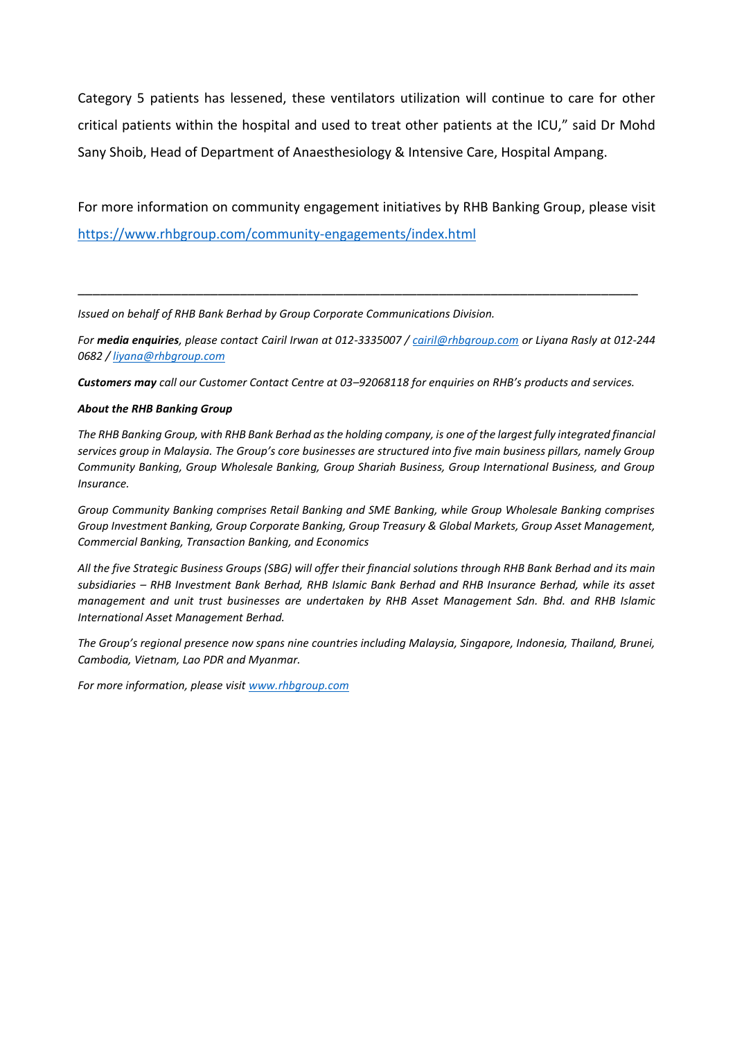Category 5 patients has lessened, these ventilators utilization will continue to care for other critical patients within the hospital and used to treat other patients at the ICU," said Dr Mohd Sany Shoib, Head of Department of Anaesthesiology & Intensive Care, Hospital Ampang.

For more information on community engagement initiatives by RHB Banking Group, please visit [https://www.rhbgroup.com/community-engagements/index.html](https://www.rhbgroup.com/community-engagements/index.html)

---

*Issued on behalf of RHB Bank Berhad by Group Corporate Communications Division.*

*For **media enquiries**, please contact Cairil Irwan at 012-3335007 / [cairil@rhbgroup.com](mailto:cairil@rhbgroup.com) or Liyana Rasly at 012-244 0682 / [liyana@rhbgroup.com](mailto:liyana@rhbgroup.com)*

***Customers may** call our Customer Contact Centre at 03–92068118 for enquiries on RHB's products and services.*

***About the RHB Banking Group***

*The RHB Banking Group, with RHB Bank Berhad as the holding company, is one of the largest fully integrated financial services group in Malaysia. The Group's core businesses are structured into five main business pillars, namely Group Community Banking, Group Wholesale Banking, Group Shariah Business, Group International Business, and Group Insurance.*

*Group Community Banking comprises Retail Banking and SME Banking, while Group Wholesale Banking comprises Group Investment Banking, Group Corporate Banking, Group Treasury & Global Markets, Group Asset Management, Commercial Banking, Transaction Banking, and Economics*

*All the five Strategic Business Groups (SBG) will offer their financial solutions through RHB Bank Berhad and its main subsidiaries – RHB Investment Bank Berhad, RHB Islamic Bank Berhad and RHB Insurance Berhad, while its asset management and unit trust businesses are undertaken by RHB Asset Management Sdn. Bhd. and RHB Islamic International Asset Management Berhad.*

*The Group's regional presence now spans nine countries including Malaysia, Singapore, Indonesia, Thailand, Brunei, Cambodia, Vietnam, Lao PDR and Myanmar.*

*For more information, please visit [www.rhbgroup.com](http://www.rhbgroup.com)*